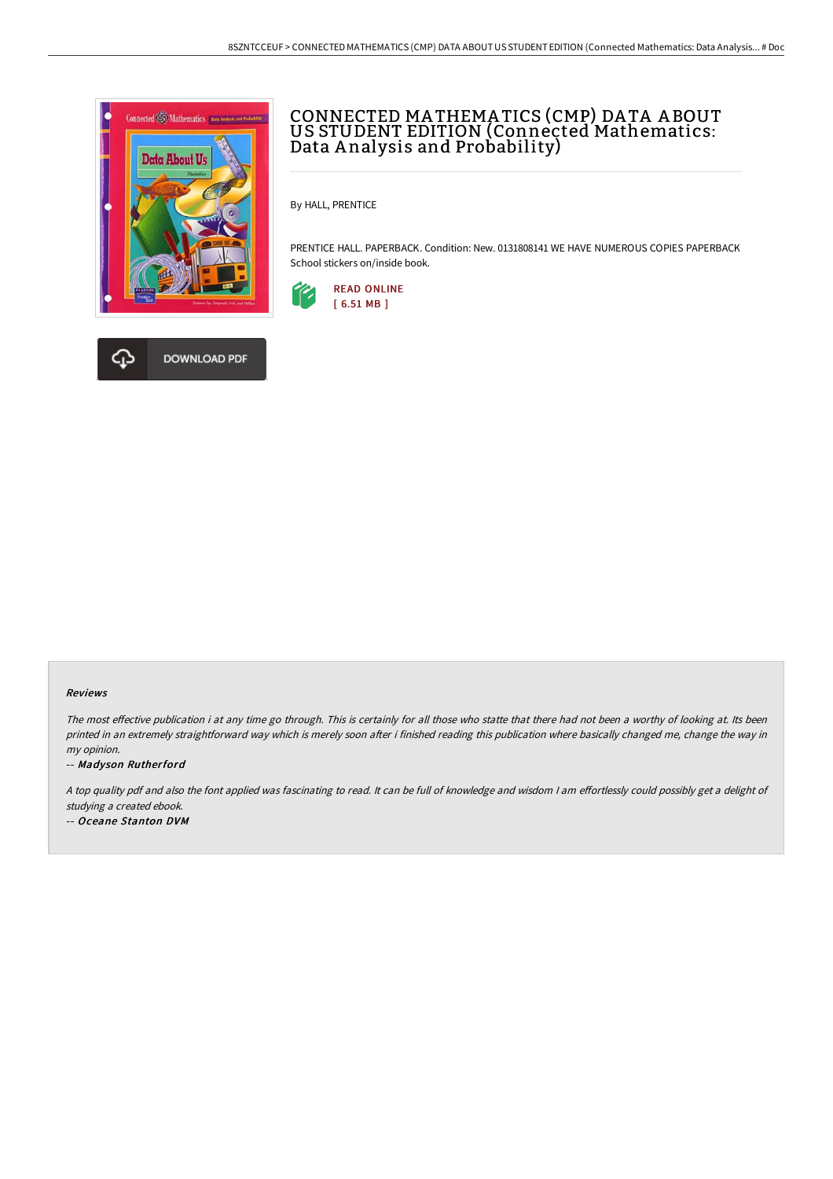# CONNECTED MATHEMATICS (CMP) DATA ABOUT US STUDENT EDITION (Connected Mathematics: Data Analysis and Probability)

By HALL, PRENTICE

PRENTICE HALL. PAPERBACK. Condition: New. 0131808141 WE HAVE NUMEROUS COPIES PAPERBACK School stickers on/inside book.

READ ONLINE
[ 6.51 MB ]

DOWNLOAD PDF

### Reviews

*The most effective publication i at any time go through. This is certainly for all those who statte that there had not been a worthy of looking at. Its been printed in an extremely straightforward way which is merely soon after i finished reading this publication where basically changed me, change the way in my opinion.*

-- ***Madyson Rutherford***

*A top quality pdf and also the font applied was fascinating to read. It can be full of knowledge and wisdom I am effortlessly could possibly get a delight of studying a created ebook.*

-- ***Oceane Stanton DVM***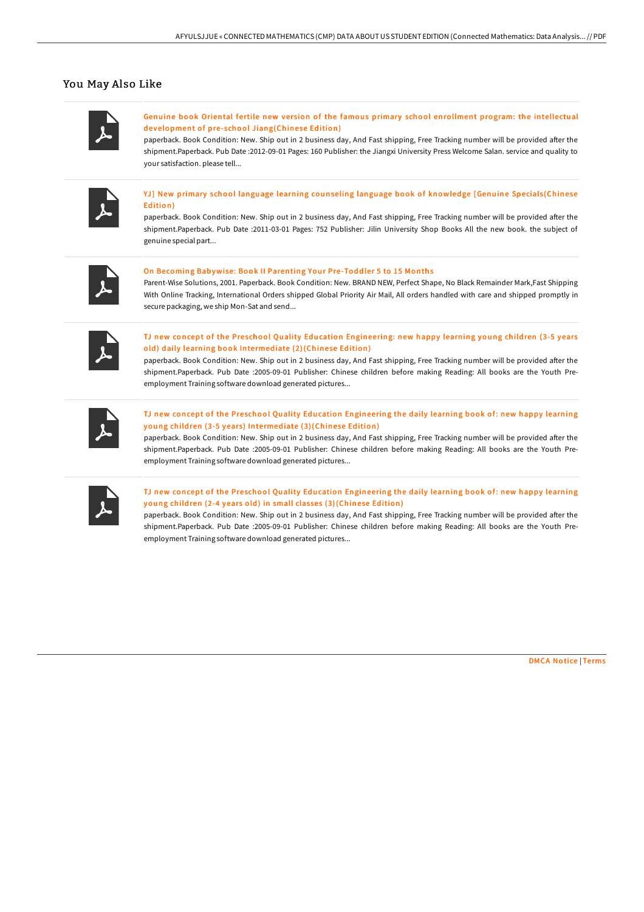## You May Also Like

**Genuine book Oriental fertile new version of the famous primary school enrollment program: the intellectual development of pre-school Jiang(Chinese Edition)**

paperback. Book Condition: New. Ship out in 2 business day, And Fast shipping, Free Tracking number will be provided after the shipment.Paperback. Pub Date :2012-09-01 Pages: 160 Publisher: the Jiangxi University Press Welcome Salan. service and quality to your satisfaction. please tell...

**YJ] New primary school language learning counseling language book of knowledge [Genuine Specials(Chinese Edition)**

paperback. Book Condition: New. Ship out in 2 business day, And Fast shipping, Free Tracking number will be provided after the shipment.Paperback. Pub Date :2011-03-01 Pages: 752 Publisher: Jilin University Shop Books All the new book. the subject of genuine special part...

**On Becoming Babywise: Book II Parenting Your Pre-Toddler 5 to 15 Months**

Parent-Wise Solutions, 2001. Paperback. Book Condition: New. BRAND NEW, Perfect Shape, No Black Remainder Mark,Fast Shipping With Online Tracking, International Orders shipped Global Priority Air Mail, All orders handled with care and shipped promptly in secure packaging, we ship Mon-Sat and send...

**TJ new concept of the Preschool Quality Education Engineering: new happy learning young children (3-5 years old) daily learning book Intermediate (2)(Chinese Edition)**

paperback. Book Condition: New. Ship out in 2 business day, And Fast shipping, Free Tracking number will be provided after the shipment.Paperback. Pub Date :2005-09-01 Publisher: Chinese children before making Reading: All books are the Youth Pre-employment Training software download generated pictures...

**TJ new concept of the Preschool Quality Education Engineering the daily learning book of: new happy learning young children (3-5 years) Intermediate (3)(Chinese Edition)**

paperback. Book Condition: New. Ship out in 2 business day, And Fast shipping, Free Tracking number will be provided after the shipment.Paperback. Pub Date :2005-09-01 Publisher: Chinese children before making Reading: All books are the Youth Pre-employment Training software download generated pictures...

**TJ new concept of the Preschool Quality Education Engineering the daily learning book of: new happy learning young children (2-4 years old) in small classes (3)(Chinese Edition)**

paperback. Book Condition: New. Ship out in 2 business day, And Fast shipping, Free Tracking number will be provided after the shipment.Paperback. Pub Date :2005-09-01 Publisher: Chinese children before making Reading: All books are the Youth Pre-employment Training software download generated pictures...

DMCA Notice | Terms